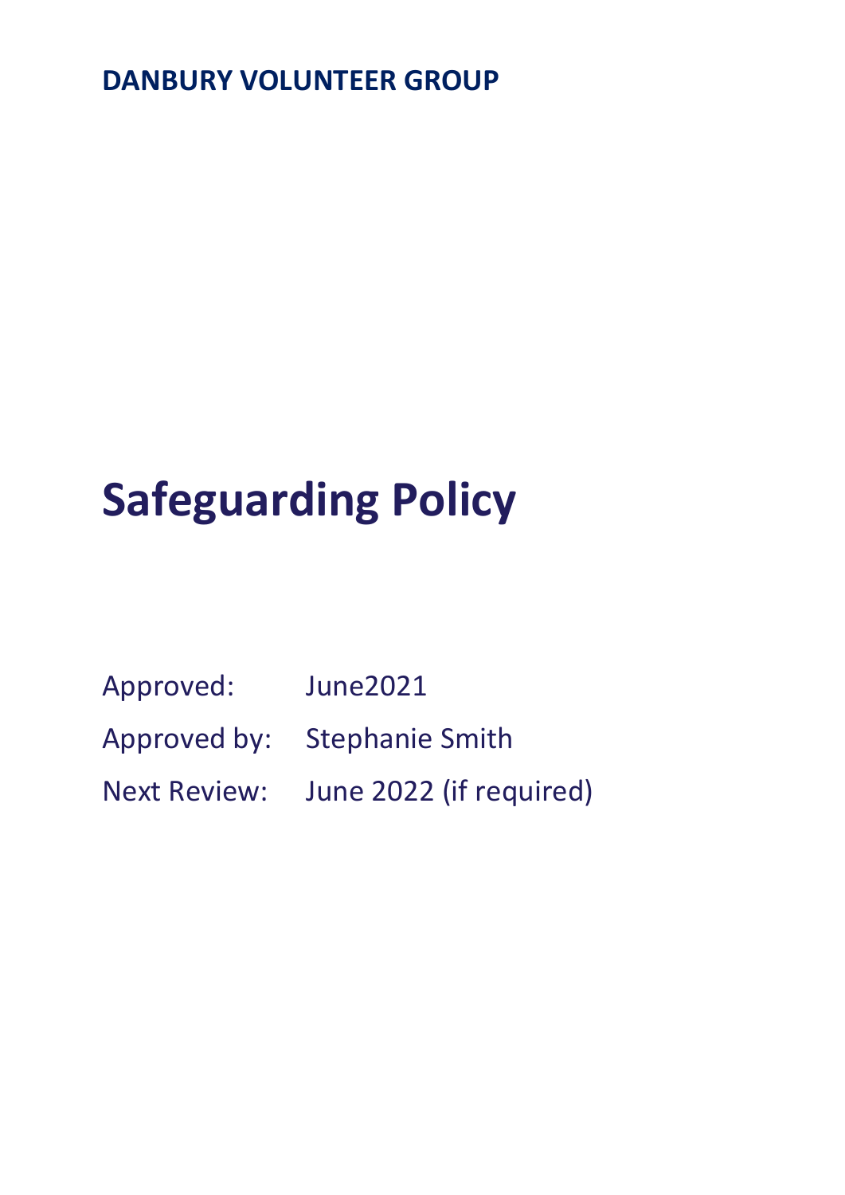**DANBURY VOLUNTEER GROUP**

# Safeguarding Policy

Approved: June2021

Approved by: Stephanie Smith

Next Review: June 2022 (if required)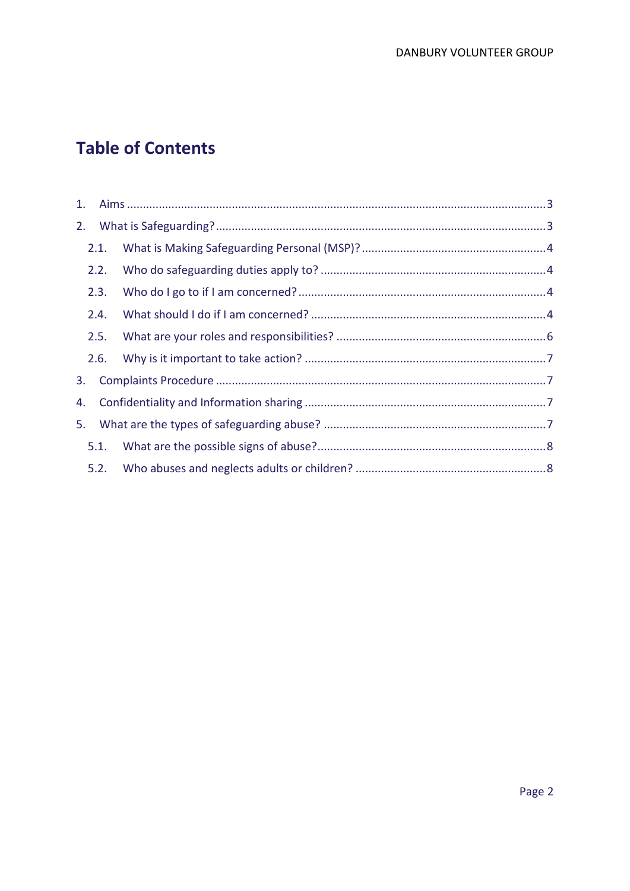# Table of Contents

1. Aims ..... 3
2. What is Safeguarding? ..... 3
   - 2.1. What is Making Safeguarding Personal (MSP)? ..... 4
   - 2.2. Who do safeguarding duties apply to? ..... 4
   - 2.3. Who do I go to if I am concerned? ..... 4
   - 2.4. What should I do if I am concerned? ..... 4
   - 2.5. What are your roles and responsibilities? ..... 6
   - 2.6. Why is it important to take action? ..... 7
3. Complaints Procedure ..... 7
4. Confidentiality and Information sharing ..... 7
5. What are the types of safeguarding abuse? ..... 7
   - 5.1. What are the possible signs of abuse? ..... 8
   - 5.2. Who abuses and neglects adults or children? ..... 8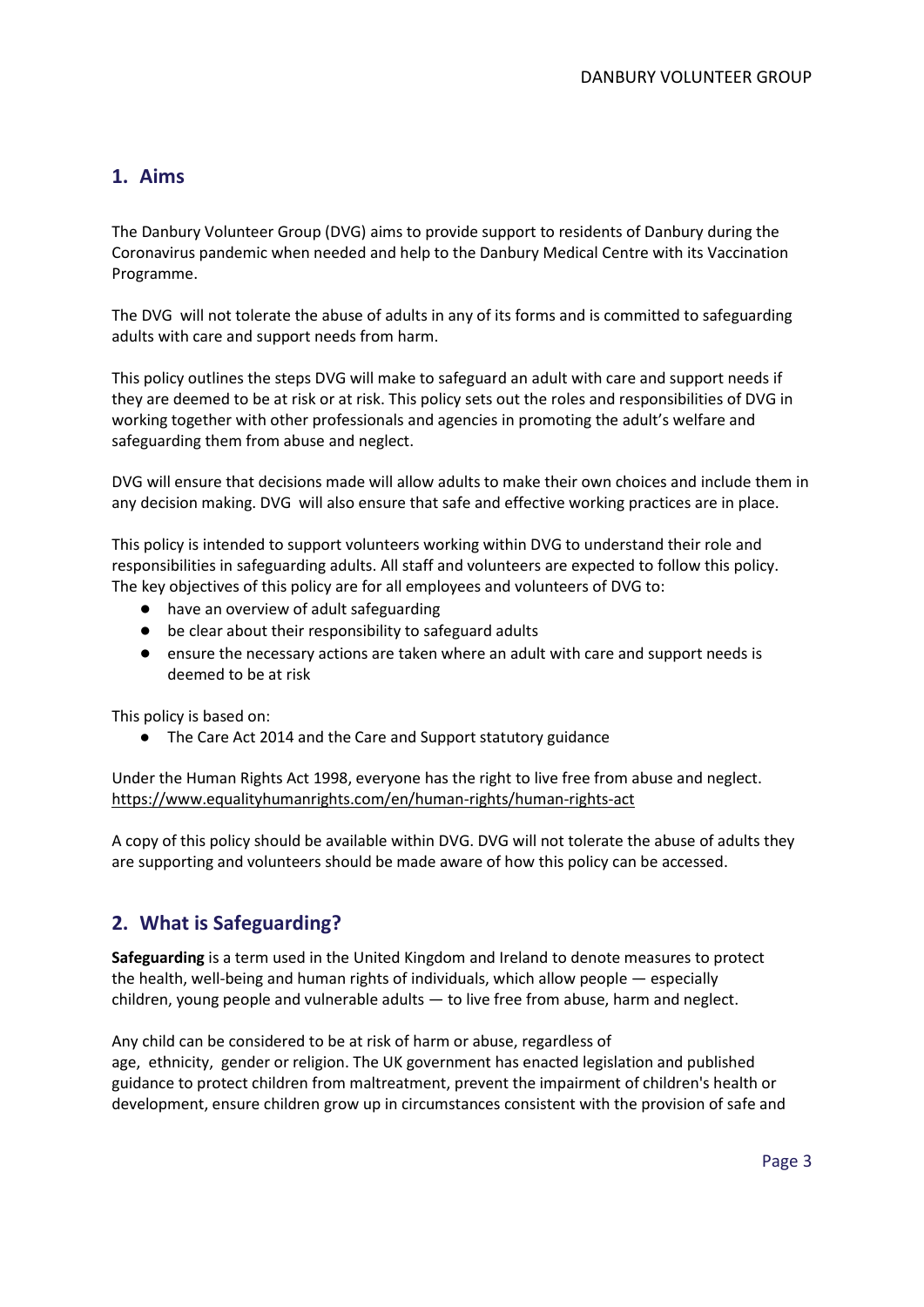## 1. Aims

The Danbury Volunteer Group (DVG) aims to provide support to residents of Danbury during the Coronavirus pandemic when needed and help to the Danbury Medical Centre with its Vaccination Programme.

The DVG will not tolerate the abuse of adults in any of its forms and is committed to safeguarding adults with care and support needs from harm.

This policy outlines the steps DVG will make to safeguard an adult with care and support needs if they are deemed to be at risk or at risk. This policy sets out the roles and responsibilities of DVG in working together with other professionals and agencies in promoting the adult's welfare and safeguarding them from abuse and neglect.

DVG will ensure that decisions made will allow adults to make their own choices and include them in any decision making. DVG will also ensure that safe and effective working practices are in place.

This policy is intended to support volunteers working within DVG to understand their role and responsibilities in safeguarding adults. All staff and volunteers are expected to follow this policy. The key objectives of this policy are for all employees and volunteers of DVG to:

- have an overview of adult safeguarding
- be clear about their responsibility to safeguard adults
- ensure the necessary actions are taken where an adult with care and support needs is deemed to be at risk

This policy is based on:

- The Care Act 2014 and the Care and Support statutory guidance

Under the Human Rights Act 1998, everyone has the right to live free from abuse and neglect.
https://www.equalityhumanrights.com/en/human-rights/human-rights-act

A copy of this policy should be available within DVG. DVG will not tolerate the abuse of adults they are supporting and volunteers should be made aware of how this policy can be accessed.

## 2. What is Safeguarding?

**Safeguarding** is a term used in the United Kingdom and Ireland to denote measures to protect the health, well-being and human rights of individuals, which allow people — especially children, young people and vulnerable adults — to live free from abuse, harm and neglect.

Any child can be considered to be at risk of harm or abuse, regardless of age, ethnicity, gender or religion. The UK government has enacted legislation and published guidance to protect children from maltreatment, prevent the impairment of children's health or development, ensure children grow up in circumstances consistent with the provision of safe and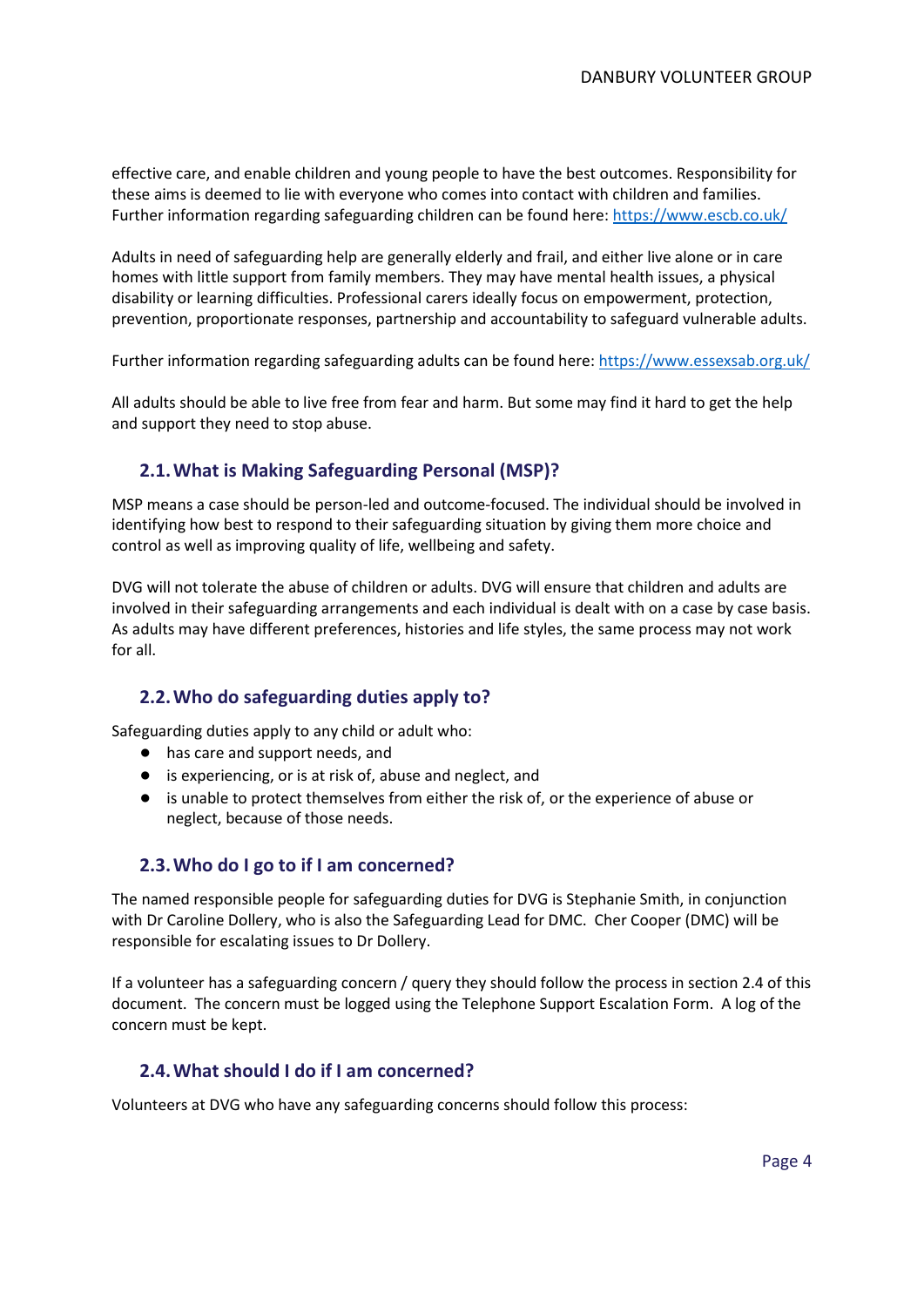effective care, and enable children and young people to have the best outcomes. Responsibility for these aims is deemed to lie with everyone who comes into contact with children and families. Further information regarding safeguarding children can be found here: [https://www.escb.co.uk/](https://www.escb.co.uk/)

Adults in need of safeguarding help are generally elderly and frail, and either live alone or in care homes with little support from family members. They may have mental health issues, a physical disability or learning difficulties. Professional carers ideally focus on empowerment, protection, prevention, proportionate responses, partnership and accountability to safeguard vulnerable adults.

Further information regarding safeguarding adults can be found here: [https://www.essexsab.org.uk/](https://www.essexsab.org.uk/)

All adults should be able to live free from fear and harm. But some may find it hard to get the help and support they need to stop abuse.

## 2.1. What is Making Safeguarding Personal (MSP)?

MSP means a case should be person-led and outcome-focused. The individual should be involved in identifying how best to respond to their safeguarding situation by giving them more choice and control as well as improving quality of life, wellbeing and safety.

DVG will not tolerate the abuse of children or adults. DVG will ensure that children and adults are involved in their safeguarding arrangements and each individual is dealt with on a case by case basis. As adults may have different preferences, histories and life styles, the same process may not work for all.

## 2.2. Who do safeguarding duties apply to?

Safeguarding duties apply to any child or adult who:

- has care and support needs, and
- is experiencing, or is at risk of, abuse and neglect, and
- is unable to protect themselves from either the risk of, or the experience of abuse or neglect, because of those needs.

## 2.3. Who do I go to if I am concerned?

The named responsible people for safeguarding duties for DVG is Stephanie Smith, in conjunction with Dr Caroline Dollery, who is also the Safeguarding Lead for DMC. Cher Cooper (DMC) will be responsible for escalating issues to Dr Dollery.

If a volunteer has a safeguarding concern / query they should follow the process in section 2.4 of this document. The concern must be logged using the Telephone Support Escalation Form. A log of the concern must be kept.

## 2.4. What should I do if I am concerned?

Volunteers at DVG who have any safeguarding concerns should follow this process: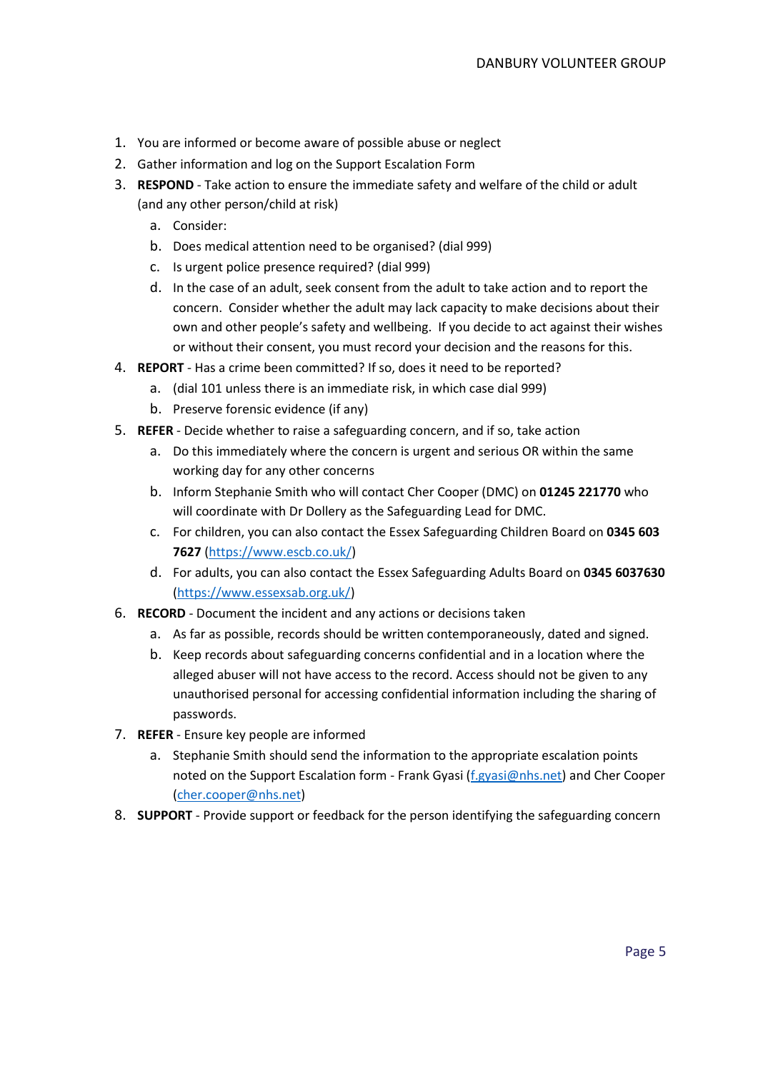1. You are informed or become aware of possible abuse or neglect
2. Gather information and log on the Support Escalation Form
3. **RESPOND** - Take action to ensure the immediate safety and welfare of the child or adult (and any other person/child at risk)
    a. Consider:
    b. Does medical attention need to be organised? (dial 999)
    c. Is urgent police presence required? (dial 999)
    d. In the case of an adult, seek consent from the adult to take action and to report the concern. Consider whether the adult may lack capacity to make decisions about their own and other people's safety and wellbeing. If you decide to act against their wishes or without their consent, you must record your decision and the reasons for this.
4. **REPORT** - Has a crime been committed? If so, does it need to be reported?
    a. (dial 101 unless there is an immediate risk, in which case dial 999)
    b. Preserve forensic evidence (if any)
5. **REFER** - Decide whether to raise a safeguarding concern, and if so, take action
    a. Do this immediately where the concern is urgent and serious OR within the same working day for any other concerns
    b. Inform Stephanie Smith who will contact Cher Cooper (DMC) on **01245 221770** who will coordinate with Dr Dollery as the Safeguarding Lead for DMC.
    c. For children, you can also contact the Essex Safeguarding Children Board on **0345 603 7627** ([https://www.escb.co.uk/](https://www.escb.co.uk/))
    d. For adults, you can also contact the Essex Safeguarding Adults Board on **0345 6037630** ([https://www.essexsab.org.uk/](https://www.essexsab.org.uk/))
6. **RECORD** - Document the incident and any actions or decisions taken
    a. As far as possible, records should be written contemporaneously, dated and signed.
    b. Keep records about safeguarding concerns confidential and in a location where the alleged abuser will not have access to the record. Access should not be given to any unauthorised personal for accessing confidential information including the sharing of passwords.
7. **REFER** - Ensure key people are informed
    a. Stephanie Smith should send the information to the appropriate escalation points noted on the Support Escalation form - Frank Gyasi ([f.gyasi@nhs.net](mailto:f.gyasi@nhs.net)) and Cher Cooper ([cher.cooper@nhs.net](mailto:cher.cooper@nhs.net))
8. **SUPPORT** - Provide support or feedback for the person identifying the safeguarding concern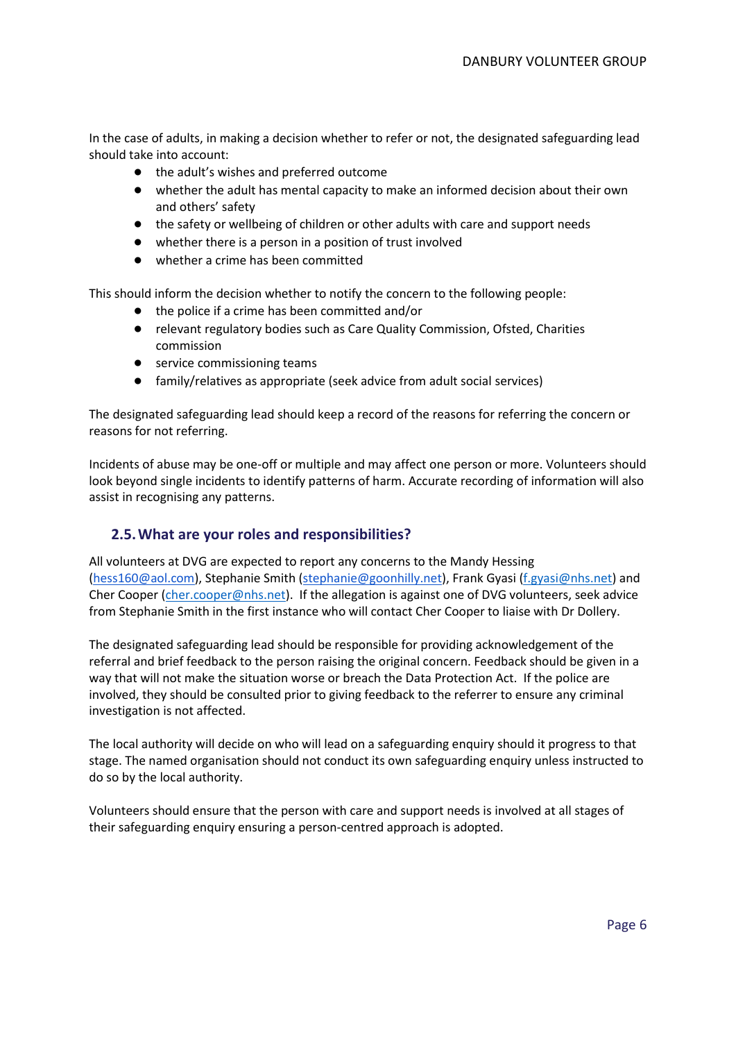In the case of adults, in making a decision whether to refer or not, the designated safeguarding lead should take into account:

- the adult's wishes and preferred outcome
- whether the adult has mental capacity to make an informed decision about their own and others' safety
- the safety or wellbeing of children or other adults with care and support needs
- whether there is a person in a position of trust involved
- whether a crime has been committed

This should inform the decision whether to notify the concern to the following people:

- the police if a crime has been committed and/or
- relevant regulatory bodies such as Care Quality Commission, Ofsted, Charities commission
- service commissioning teams
- family/relatives as appropriate (seek advice from adult social services)

The designated safeguarding lead should keep a record of the reasons for referring the concern or reasons for not referring.

Incidents of abuse may be one-off or multiple and may affect one person or more. Volunteers should look beyond single incidents to identify patterns of harm. Accurate recording of information will also assist in recognising any patterns.

## 2.5. What are your roles and responsibilities?

All volunteers at DVG are expected to report any concerns to the Mandy Hessing (hess160@aol.com), Stephanie Smith (stephanie@goonhilly.net), Frank Gyasi (f.gyasi@nhs.net) and Cher Cooper (cher.cooper@nhs.net). If the allegation is against one of DVG volunteers, seek advice from Stephanie Smith in the first instance who will contact Cher Cooper to liaise with Dr Dollery.

The designated safeguarding lead should be responsible for providing acknowledgement of the referral and brief feedback to the person raising the original concern. Feedback should be given in a way that will not make the situation worse or breach the Data Protection Act. If the police are involved, they should be consulted prior to giving feedback to the referrer to ensure any criminal investigation is not affected.

The local authority will decide on who will lead on a safeguarding enquiry should it progress to that stage. The named organisation should not conduct its own safeguarding enquiry unless instructed to do so by the local authority.

Volunteers should ensure that the person with care and support needs is involved at all stages of their safeguarding enquiry ensuring a person-centred approach is adopted.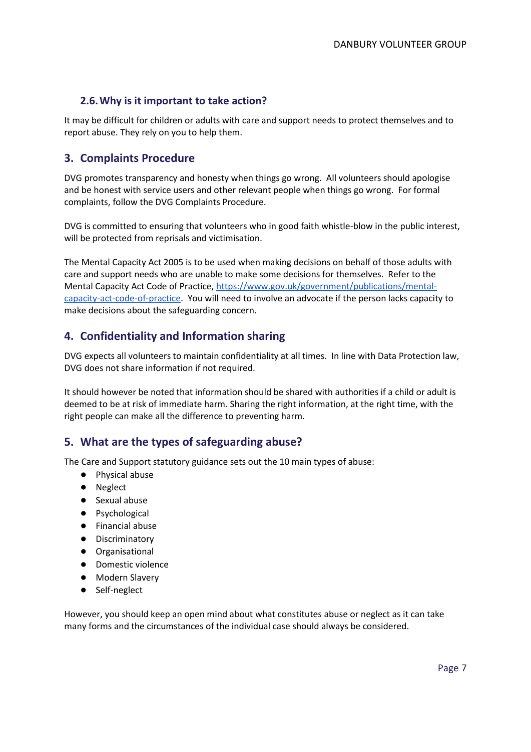### 2.6. Why is it important to take action?

It may be difficult for children or adults with care and support needs to protect themselves and to report abuse. They rely on you to help them.

## 3. Complaints Procedure

DVG promotes transparency and honesty when things go wrong. All volunteers should apologise and be honest with service users and other relevant people when things go wrong. For formal complaints, follow the DVG Complaints Procedure.

DVG is committed to ensuring that volunteers who in good faith whistle-blow in the public interest, will be protected from reprisals and victimisation.

The Mental Capacity Act 2005 is to be used when making decisions on behalf of those adults with care and support needs who are unable to make some decisions for themselves. Refer to the Mental Capacity Act Code of Practice, [https://www.gov.uk/government/publications/mental-capacity-act-code-of-practice](https://www.gov.uk/government/publications/mental-capacity-act-code-of-practice). You will need to involve an advocate if the person lacks capacity to make decisions about the safeguarding concern.

## 4. Confidentiality and Information sharing

DVG expects all volunteers to maintain confidentiality at all times. In line with Data Protection law, DVG does not share information if not required.

It should however be noted that information should be shared with authorities if a child or adult is deemed to be at risk of immediate harm. Sharing the right information, at the right time, with the right people can make all the difference to preventing harm.

## 5. What are the types of safeguarding abuse?

The Care and Support statutory guidance sets out the 10 main types of abuse:

- Physical abuse
- Neglect
- Sexual abuse
- Psychological
- Financial abuse
- Discriminatory
- Organisational
- Domestic violence
- Modern Slavery
- Self-neglect

However, you should keep an open mind about what constitutes abuse or neglect as it can take many forms and the circumstances of the individual case should always be considered.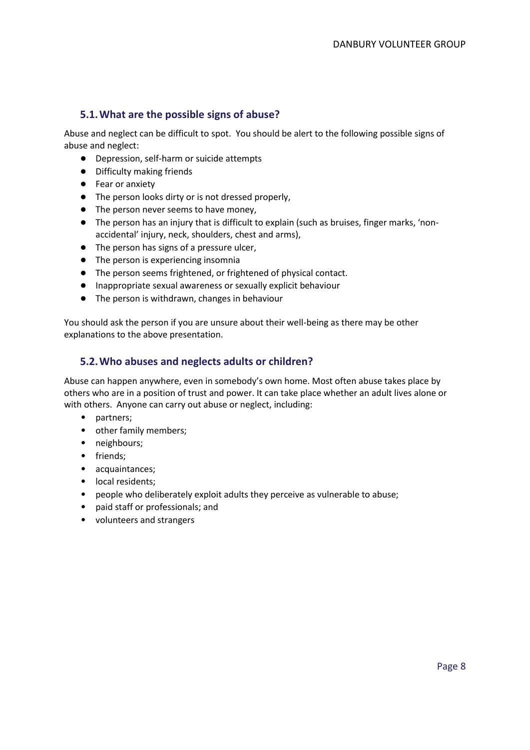## 5.1. What are the possible signs of abuse?

Abuse and neglect can be difficult to spot. You should be alert to the following possible signs of abuse and neglect:

- Depression, self-harm or suicide attempts
- Difficulty making friends
- Fear or anxiety
- The person looks dirty or is not dressed properly,
- The person never seems to have money,
- The person has an injury that is difficult to explain (such as bruises, finger marks, 'non-accidental' injury, neck, shoulders, chest and arms),
- The person has signs of a pressure ulcer,
- The person is experiencing insomnia
- The person seems frightened, or frightened of physical contact.
- Inappropriate sexual awareness or sexually explicit behaviour
- The person is withdrawn, changes in behaviour

You should ask the person if you are unsure about their well-being as there may be other explanations to the above presentation.

## 5.2. Who abuses and neglects adults or children?

Abuse can happen anywhere, even in somebody's own home. Most often abuse takes place by others who are in a position of trust and power. It can take place whether an adult lives alone or with others. Anyone can carry out abuse or neglect, including:

- partners;
- other family members;
- neighbours;
- friends;
- acquaintances;
- local residents;
- people who deliberately exploit adults they perceive as vulnerable to abuse;
- paid staff or professionals; and
- volunteers and strangers